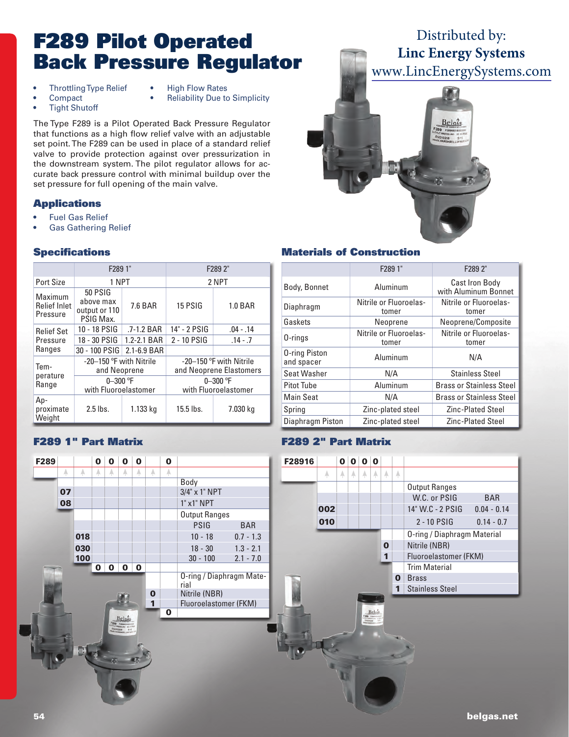# F289 Pilot Operated Back Pressure Regulator

Distributed by:
**Linc Energy Systems**
www.LincEnergySystems.com

- Throttling Type Relief
- Compact
- Tight Shutoff
- High Flow Rates
- Reliability Due to Simplicity

The Type F289 is a Pilot Operated Back Pressure Regulator that functions as a high flow relief valve with an adjustable set point. The F289 can be used in place of a standard relief valve to provide protection against over pressurization in the downstream system. The pilot regulator allows for accurate back pressure control with minimal buildup over the set pressure for full opening of the main valve.

## Applications

- Fuel Gas Relief
- Gas Gathering Relief

## Specifications

| | F289 1" | | F289 2" | |
|---|---|---|---|---|
| Port Size | 1 NPT | | 2 NPT | |
| Maximum Relief Inlet Pressure | 50 PSIG above max output or 110 PSIG Max. | 7.6 BAR | 15 PSIG | 1.0 BAR |
| Relief Set Pressure Ranges | 10 - 18 PSIG | .7-1.2 BAR | 14" - 2 PSIG | .04 - .14 |
| | 18 - 30 PSIG | 1.2-2.1 BAR | 2 - 10 PSIG | .14 - .7 |
| | 30 - 100 PSIG | 2.1-6.9 BAR | | |
| Temperature Range | -20–150 °F with Nitrile and Neoprene | | -20–150 °F with Nitrile and Neoprene Elastomers | |
| | 0–300 °F with Fluoroelastomer | | 0–300 °F with Fluoroelastomer | |
| Approximate Weight | 2.5 lbs. | 1.133 kg | 15.5 lbs. | 7.030 kg |

## Materials of Construction

| | F289 1" | F289 2" |
|---|---|---|
| Body, Bonnet | Aluminum | Cast Iron Body with Aluminum Bonnet |
| Diaphragm | Nitrile or Fluoroelastomer | Nitrile or Fluoroelastomer |
| Gaskets | Neoprene | Neoprene/Composite |
| O-rings | Nitrile or Fluoroelastomer | Nitrile or Fluoroelastomer |
| O-ring Piston and spacer | Aluminum | N/A |
| Seat Washer | N/A | Stainless Steel |
| Pitot Tube | Aluminum | Brass or Stainless Steel |
| Main Seat | N/A | Brass or Stainless Steel |
| Spring | Zinc-plated steel | Zinc-Plated Steel |
| Diaphragm Piston | Zinc-plated steel | Zinc-Plated Steel |

## F289 1" Part Matrix

F289 _ _ 0 0 0 0 _ 0

| Code | Description | |
|---|---|---|
| | **Body** | |
| 07 | 3/4" x 1" NPT | |
| 08 | 1" x1" NPT | |
| | **Output Ranges** | |
| | PSIG | BAR |
| 018 | 10 - 18 | 0.7 - 1.3 |
| 030 | 18 - 30 | 1.3 - 2.1 |
| 100 | 30 - 100 | 2.1 - 7.0 |
| 0000 | | |
| | **O-ring / Diaphragm Material** | |
| 0 | Nitrile (NBR) | |
| 1 | Fluoroelastomer (FKM) | |
| 0 | | |

## F289 2" Part Matrix

F28916 _ 0 0 0 0 _ _

| Code | Description | |
|---|---|---|
| | **Output Ranges** | |
| | W.C. or PSIG | BAR |
| 002 | 14" W.C - 2 PSIG | 0.04 - 0.14 |
| 010 | 2 - 10 PSIG | 0.14 - 0.7 |
| | **O-ring / Diaphragm Material** | |
| 0 | Nitrile (NBR) | |
| 1 | Fluoroelastomer (FKM) | |
| | **Trim Material** | |
| 0 | Brass | |
| 1 | Stainless Steel | |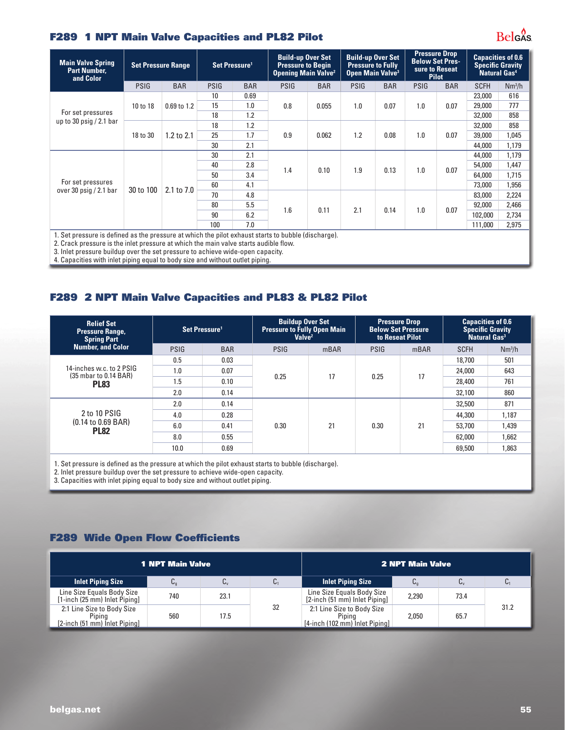## F289 1 NPT Main Valve Capacities and PL82 Pilot

| Main Valve Spring Part Number, and Color | Set Pressure Range | | Set Pressure[1] | | Build-up Over Set Pressure to Begin Opening Main Valve[2] | | Build-up Over Set Pressure to Fully Open Main Valve[3] | | Pressure Drop Below Set Pressure to Reseat Pilot | | Capacities of 0.6 Specific Gravity Natural Gas[4] | |
|---|---|---|---|---|---|---|---|---|---|---|---|---|
| | PSIG | BAR | PSIG | BAR | PSIG | BAR | PSIG | BAR | PSIG | BAR | SCFH | Nm³/h |
| For set pressures up to 30 psig / 2.1 bar | 10 to 18 | 0.69 to 1.2 | 10 | 0.69 | 0.8 | 0.055 | 1.0 | 0.07 | 1.0 | 0.07 | 23,000 | 616 |
| | | | 15 | 1.0 | | | | | | | 29,000 | 777 |
| | | | 18 | 1.2 | | | | | | | 32,000 | 858 |
| | 18 to 30 | 1.2 to 2.1 | 18 | 1.2 | 0.9 | 0.062 | 1.2 | 0.08 | 1.0 | 0.07 | 32,000 | 858 |
| | | | 25 | 1.7 | | | | | | | 39,000 | 1,045 |
| | | | 30 | 2.1 | | | | | | | 44,000 | 1,179 |
| For set pressures over 30 psig / 2.1 bar | 30 to 100 | 2.1 to 7.0 | 30 | 2.1 | 1.4 | 0.10 | 1.9 | 0.13 | 1.0 | 0.07 | 44,000 | 1,179 |
| | | | 40 | 2.8 | | | | | | | 54,000 | 1,447 |
| | | | 50 | 3.4 | | | | | | | 64,000 | 1,715 |
| | | | 60 | 4.1 | | | | | | | 73,000 | 1,956 |
| | | | 70 | 4.8 | 1.6 | 0.11 | 2.1 | 0.14 | 1.0 | 0.07 | 83,000 | 2,224 |
| | | | 80 | 5.5 | | | | | | | 92,000 | 2,466 |
| | | | 90 | 6.2 | | | | | | | 102,000 | 2,734 |
| | | | 100 | 7.0 | | | | | | | 111,000 | 2,975 |

1. Set pressure is defined as the pressure at which the pilot exhaust starts to bubble (discharge).
2. Crack pressure is the inlet pressure at which the main valve starts audible flow.
3. Inlet pressure buildup over the set pressure to achieve wide-open capacity.
4. Capacities with inlet piping equal to body size and without outlet piping.

## F289 2 NPT Main Valve Capacities and PL83 & PL82 Pilot

| Relief Set Pressure Range, Spring Part Number, and Color | Set Pressure[1] | | Buildup Over Set Pressure to Fully Open Main Valve[2] | | Pressure Drop Below Set Pressure to Reseat Pilot | | Capacities of 0.6 Specific Gravity Natural Gas[3] | |
|---|---|---|---|---|---|---|---|---|
| | PSIG | BAR | PSIG | mBAR | PSIG | mBAR | SCFH | Nm³/h |
| 14-inches w.c. to 2 PSIG (35 mbar to 0.14 BAR) **PL83** | 0.5 | 0.03 | 0.25 | 17 | 0.25 | 17 | 18,700 | 501 |
| | 1.0 | 0.07 | | | | | 24,000 | 643 |
| | 1.5 | 0.10 | | | | | 28,400 | 761 |
| | 2.0 | 0.14 | | | | | 32,100 | 860 |
| 2 to 10 PSIG (0.14 to 0.69 BAR) **PL82** | 2.0 | 0.14 | 0.30 | 21 | 0.30 | 21 | 32,500 | 871 |
| | 4.0 | 0.28 | | | | | 44,300 | 1,187 |
| | 6.0 | 0.41 | | | | | 53,700 | 1,439 |
| | 8.0 | 0.55 | | | | | 62,000 | 1,662 |
| | 10.0 | 0.69 | | | | | 69,500 | 1,863 |

1. Set pressure is defined as the pressure at which the pilot exhaust starts to bubble (discharge).
2. Inlet pressure buildup over the set pressure to achieve wide-open capacity.
3. Capacities with inlet piping equal to body size and without outlet piping.

## F289 Wide Open Flow Coefficients

| 1 NPT Main Valve | | | | 2 NPT Main Valve | | | |
|---|---|---|---|---|---|---|---|
| Inlet Piping Size | $C_g$ | $C_v$ | $C_1$ | Inlet Piping Size | $C_g$ | $C_v$ | $C_1$ |
| Line Size Equals Body Size [1-inch (25 mm) Inlet Piping] | 740 | 23.1 | 32 | Line Size Equals Body Size [2-inch (51 mm) Inlet Piping] | 2,290 | 73.4 | 31.2 |
| 2:1 Line Size to Body Size Piping [2-inch (51 mm) Inlet Piping] | 560 | 17.5 | | 2:1 Line Size to Body Size Piping [4-inch (102 mm) Inlet Piping] | 2,050 | 65.7 | |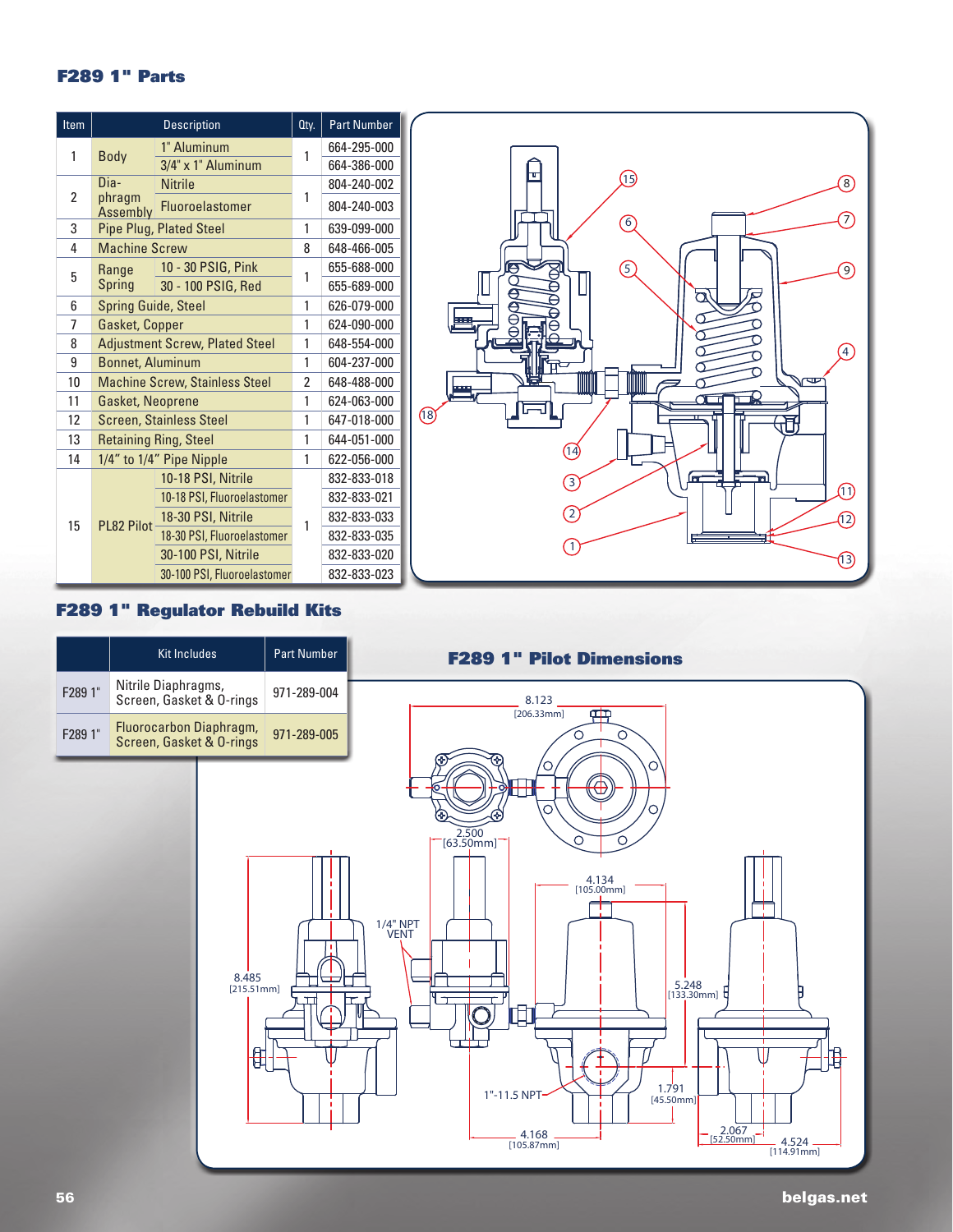## F289 1" Parts

| Item | Description | | Qty. | Part Number |
|---|---|---|---|---|
| 1 | Body | 1" Aluminum | 1 | 664-295-000 |
| | | 3/4" x 1" Aluminum | | 664-386-000 |
| 2 | Diaphragm Assembly | Nitrile | 1 | 804-240-002 |
| | | Fluoroelastomer | | 804-240-003 |
| 3 | Pipe Plug, Plated Steel | | 1 | 639-099-000 |
| 4 | Machine Screw | | 8 | 648-466-005 |
| 5 | Range Spring | 10 - 30 PSIG, Pink | 1 | 655-688-000 |
| | | 30 - 100 PSIG, Red | | 655-689-000 |
| 6 | Spring Guide, Steel | | 1 | 626-079-000 |
| 7 | Gasket, Copper | | 1 | 624-090-000 |
| 8 | Adjustment Screw, Plated Steel | | 1 | 648-554-000 |
| 9 | Bonnet, Aluminum | | 1 | 604-237-000 |
| 10 | Machine Screw, Stainless Steel | | 2 | 648-488-000 |
| 11 | Gasket, Neoprene | | 1 | 624-063-000 |
| 12 | Screen, Stainless Steel | | 1 | 647-018-000 |
| 13 | Retaining Ring, Steel | | 1 | 644-051-000 |
| 14 | 1/4" to 1/4" Pipe Nipple | | 1 | 622-056-000 |
| 15 | PL82 Pilot | 10-18 PSI, Nitrile | 1 | 832-833-018 |
| | | 10-18 PSI, Fluoroelastomer | | 832-833-021 |
| | | 18-30 PSI, Nitrile | | 832-833-033 |
| | | 18-30 PSI, Fluoroelastomer | | 832-833-035 |
| | | 30-100 PSI, Nitrile | | 832-833-020 |
| | | 30-100 PSI, Fluoroelastomer | | 832-833-023 |

## F289 1" Regulator Rebuild Kits

| | Kit Includes | Part Number |
|---|---|---|
| F289 1" | Nitrile Diaphragms, Screen, Gasket & O-rings | 971-289-004 |
| F289 1" | Fluorocarbon Diaphragm, Screen, Gasket & O-rings | 971-289-005 |

## F289 1" Pilot Dimensions

8.123 [206.33mm]

2.500 [63.50mm]

4.134 [105.00mm]

1/4" NPT VENT

8.485 [215.51mm]

5.248 [133.30mm]

1"-11.5 NPT

1.791 [45.50mm]

4.168 [105.87mm]

2.067 [52.50mm]

4.524 [114.91mm]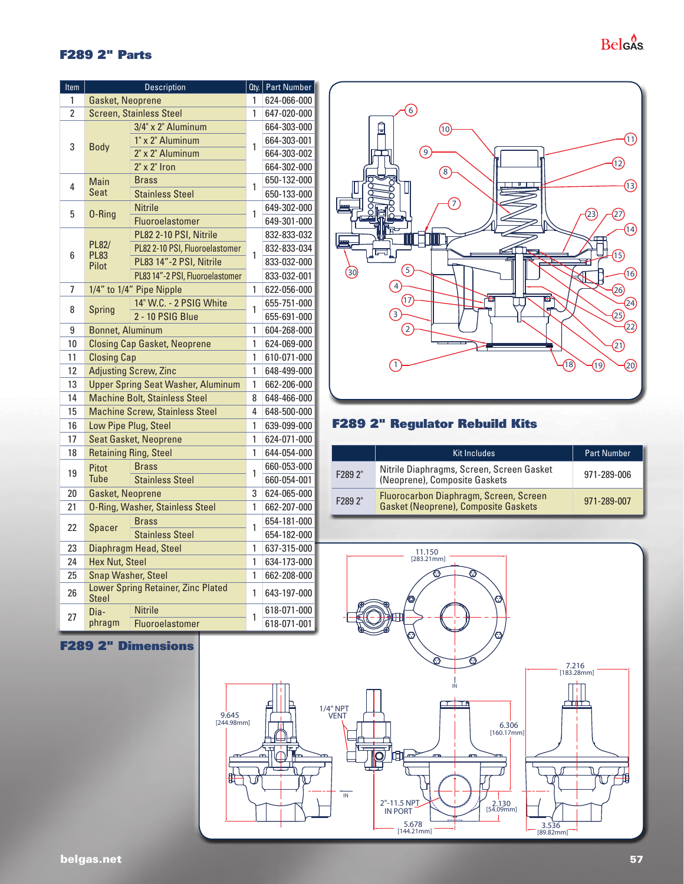## F289 2" Parts

| Item | Description | | Qty. | Part Number |
|---|---|---|---|---|
| 1 | Gasket, Neoprene | | 1 | 624-066-000 |
| 2 | Screen, Stainless Steel | | 1 | 647-020-000 |
| 3 | Body | 3/4" x 2" Aluminum | 1 | 664-303-000 |
| | | 1" x 2" Aluminum | | 664-303-001 |
| | | 2" x 2" Aluminum | | 664-303-002 |
| | | 2" x 2" Iron | | 664-302-000 |
| 4 | Main Seat | Brass | 1 | 650-132-000 |
| | | Stainless Steel | | 650-133-000 |
| 5 | O-Ring | Nitrile | 1 | 649-302-000 |
| | | Fluoroelastomer | | 649-301-000 |
| 6 | PL82/ PL83 Pilot | PL82 2-10 PSI, Nitrile | 1 | 832-833-032 |
| | | PL82 2-10 PSI, Fluoroelastomer | | 832-833-034 |
| | | PL83 14"-2 PSI, Nitrile | | 833-032-000 |
| | | PL83 14"-2 PSI, Fluoroelastomer | | 833-032-001 |
| 7 | 1/4" to 1/4" Pipe Nipple | | 1 | 622-056-000 |
| 8 | Spring | 14" W.C. - 2 PSIG White | 1 | 655-751-000 |
| | | 2 - 10 PSIG Blue | | 655-691-000 |
| 9 | Bonnet, Aluminum | | 1 | 604-268-000 |
| 10 | Closing Cap Gasket, Neoprene | | 1 | 624-069-000 |
| 11 | Closing Cap | | 1 | 610-071-000 |
| 12 | Adjusting Screw, Zinc | | 1 | 648-499-000 |
| 13 | Upper Spring Seat Washer, Aluminum | | 1 | 662-206-000 |
| 14 | Machine Bolt, Stainless Steel | | 8 | 648-466-000 |
| 15 | Machine Screw, Stainless Steel | | 4 | 648-500-000 |
| 16 | Low Pipe Plug, Steel | | 1 | 639-099-000 |
| 17 | Seat Gasket, Neoprene | | 1 | 624-071-000 |
| 18 | Retaining Ring, Steel | | 1 | 644-054-000 |
| 19 | Pitot Tube | Brass | 1 | 660-053-000 |
| | | Stainless Steel | | 660-054-001 |
| 20 | Gasket, Neoprene | | 3 | 624-065-000 |
| 21 | O-Ring, Washer, Stainless Steel | | 1 | 662-207-000 |
| 22 | Spacer | Brass | 1 | 654-181-000 |
| | | Stainless Steel | | 654-182-000 |
| 23 | Diaphragm Head, Steel | | 1 | 637-315-000 |
| 24 | Hex Nut, Steel | | 1 | 634-173-000 |
| 25 | Snap Washer, Steel | | 1 | 662-208-000 |
| 26 | Lower Spring Retainer, Zinc Plated Steel | | 1 | 643-197-000 |
| 27 | Dia-phragm | Nitrile | 1 | 618-071-000 |
| | | Fluoroelastomer | | 618-071-001 |

## F289 2" Regulator Rebuild Kits

| | Kit Includes | Part Number |
|---|---|---|
| F289 2" | Nitrile Diaphragms, Screen, Screen Gasket (Neoprene), Composite Gaskets | 971-289-006 |
| F289 2" | Fluorocarbon Diaphragm, Screen, Screen Gasket (Neoprene), Composite Gaskets | 971-289-007 |

## F289 2" Dimensions

11.150
[283.21mm]

IN

9.645
[244.98mm]

1/4" NPT
VENT

IN

6.306
[160.17mm]

7.216
[183.28mm]

2"-11.5 NPT
IN PORT

5.678
[144.21mm]

2.130
[54.09mm]

3.536
[89.82mm]